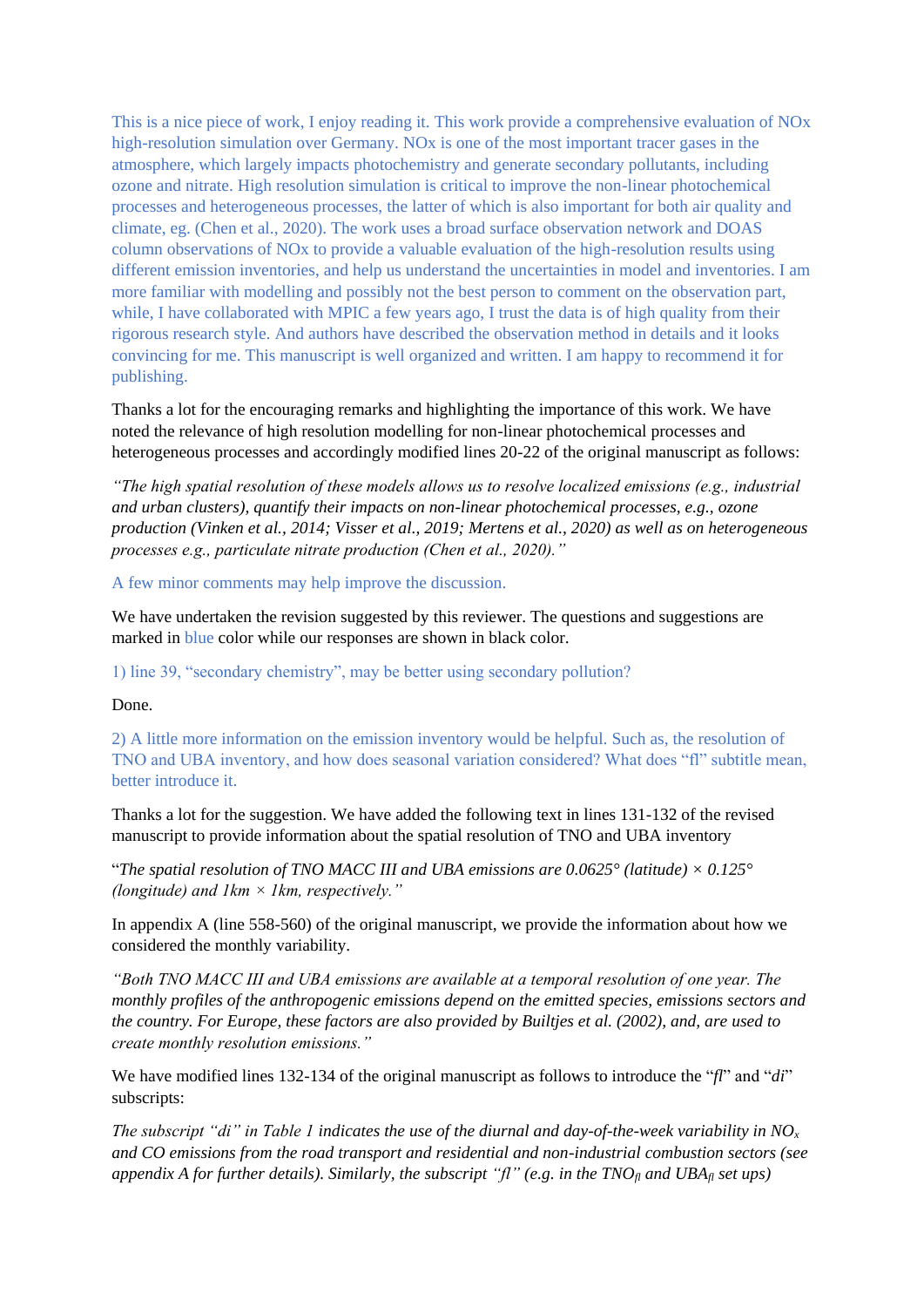This is a nice piece of work, I enjoy reading it. This work provide a comprehensive evaluation of NOx high-resolution simulation over Germany. NOx is one of the most important tracer gases in the atmosphere, which largely impacts photochemistry and generate secondary pollutants, including ozone and nitrate. High resolution simulation is critical to improve the non-linear photochemical processes and heterogeneous processes, the latter of which is also important for both air quality and climate, eg. (Chen et al., 2020). The work uses a broad surface observation network and DOAS column observations of NOx to provide a valuable evaluation of the high-resolution results using different emission inventories, and help us understand the uncertainties in model and inventories. I am more familiar with modelling and possibly not the best person to comment on the observation part, while, I have collaborated with MPIC a few years ago, I trust the data is of high quality from their rigorous research style. And authors have described the observation method in details and it looks convincing for me. This manuscript is well organized and written. I am happy to recommend it for publishing.

Thanks a lot for the encouraging remarks and highlighting the importance of this work. We have noted the relevance of high resolution modelling for non-linear photochemical processes and heterogeneous processes and accordingly modified lines 20-22 of the original manuscript as follows:

*"The high spatial resolution of these models allows us to resolve localized emissions (e.g., industrial and urban clusters), quantify their impacts on non-linear photochemical processes, e.g., ozone production (Vinken et al., 2014; Visser et al., 2019; Mertens et al., 2020) as well as on heterogeneous processes e.g., particulate nitrate production (Chen et al., 2020)."*

A few minor comments may help improve the discussion.

We have undertaken the revision suggested by this reviewer. The questions and suggestions are marked in blue color while our responses are shown in black color.

1) line 39, "secondary chemistry", may be better using secondary pollution?

Done.

2) A little more information on the emission inventory would be helpful. Such as, the resolution of TNO and UBA inventory, and how does seasonal variation considered? What does "fl" subtitle mean, better introduce it.

Thanks a lot for the suggestion. We have added the following text in lines 131-132 of the revised manuscript to provide information about the spatial resolution of TNO and UBA inventory

"*The spatial resolution of TNO MACC III and UBA emissions are 0.0625° (latitude) × 0.125° (longitude) and 1km × 1km, respectively.*"

In appendix A (line 558-560) of the original manuscript, we provide the information about how we considered the monthly variability.

*"Both TNO MACC III and UBA emissions are available at a temporal resolution of one year. The monthly profiles of the anthropogenic emissions depend on the emitted species, emissions sectors and the country. For Europe, these factors are also provided by Builtjes et al. (2002), and, are used to create monthly resolution emissions."*

We have modified lines 132-134 of the original manuscript as follows to introduce the "*fl*" and "*di*" subscripts:

*The subscript "di" in Table 1 indicates the use of the diurnal and day-of-the-week variability in $NO_x$ and CO emissions from the road transport and residential and non-industrial combustion sectors (see appendix A for further details). Similarly, the subscript "fl" (e.g. in the $TNO_{fl}$ and $UBA_{fl}$ set ups)*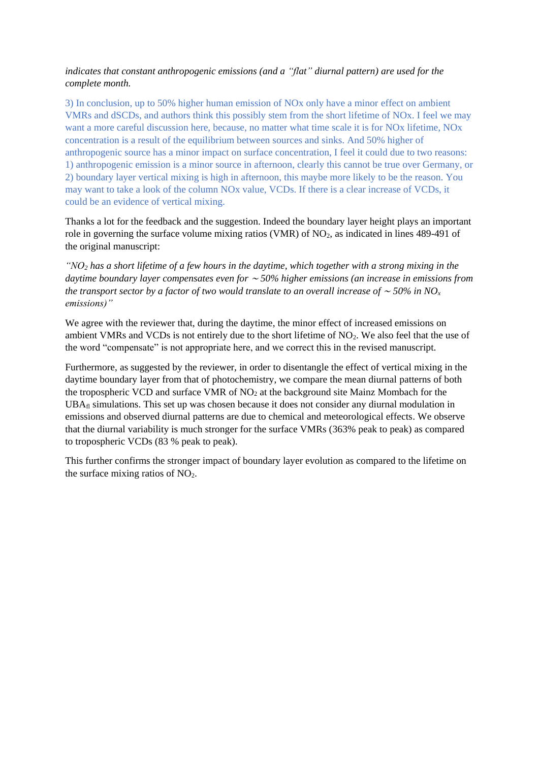*indicates that constant anthropogenic emissions (and a "flat" diurnal pattern) are used for the complete month.*

3) In conclusion, up to 50% higher human emission of NOx only have a minor effect on ambient VMRs and dSCDs, and authors think this possibly stem from the short lifetime of NOx. I feel we may want a more careful discussion here, because, no matter what time scale it is for NOx lifetime, NOx concentration is a result of the equilibrium between sources and sinks. And 50% higher of anthropogenic source has a minor impact on surface concentration, I feel it could due to two reasons: 1) anthropogenic emission is a minor source in afternoon, clearly this cannot be true over Germany, or 2) boundary layer vertical mixing is high in afternoon, this maybe more likely to be the reason. You may want to take a look of the column NOx value, VCDs. If there is a clear increase of VCDs, it could be an evidence of vertical mixing.

Thanks a lot for the feedback and the suggestion. Indeed the boundary layer height plays an important role in governing the surface volume mixing ratios (VMR) of $NO_2$, as indicated in lines 489-491 of the original manuscript:

*"$NO_2$ has a short lifetime of a few hours in the daytime, which together with a strong mixing in the daytime boundary layer compensates even for ∼50% higher emissions (an increase in emissions from the transport sector by a factor of two would translate to an overall increase of ∼50% in $NO_x$ emissions)"*

We agree with the reviewer that, during the daytime, the minor effect of increased emissions on ambient VMRs and VCDs is not entirely due to the short lifetime of $NO_2$. We also feel that the use of the word "compensate" is not appropriate here, and we correct this in the revised manuscript.

Furthermore, as suggested by the reviewer, in order to disentangle the effect of vertical mixing in the daytime boundary layer from that of photochemistry, we compare the mean diurnal patterns of both the tropospheric VCD and surface VMR of $NO_2$ at the background site Mainz Mombach for the $UBA_{fl}$ simulations. This set up was chosen because it does not consider any diurnal modulation in emissions and observed diurnal patterns are due to chemical and meteorological effects. We observe that the diurnal variability is much stronger for the surface VMRs (363% peak to peak) as compared to tropospheric VCDs (83 % peak to peak).

This further confirms the stronger impact of boundary layer evolution as compared to the lifetime on the surface mixing ratios of $NO_2$.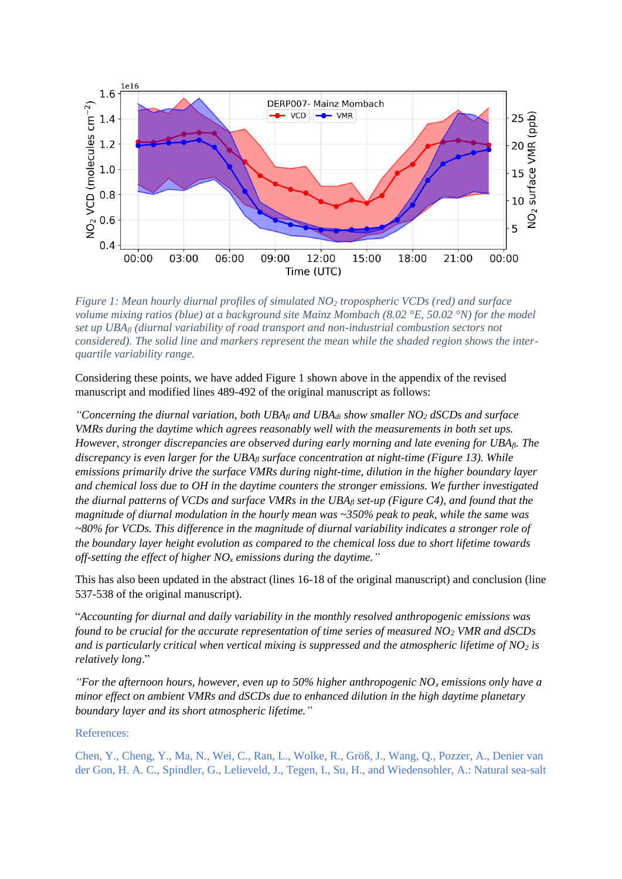*Figure 1: Mean hourly diurnal profiles of simulated $NO_2$ tropospheric VCDs (red) and surface volume mixing ratios (blue) at a background site Mainz Mombach (8.02 °E, 50.02 °N) for the model set up $UBA_{fl}$ (diurnal variability of road transport and non-industrial combustion sectors not considered). The solid line and markers represent the mean while the shaded region shows the inter-quartile variability range.*

Considering these points, we have added Figure 1 shown above in the appendix of the revised manuscript and modified lines 489-492 of the original manuscript as follows:

*"Concerning the diurnal variation, both $UBA_{fl}$ and $UBA_{di}$ show smaller $NO_2$ dSCDs and surface VMRs during the daytime which agrees reasonably well with the measurements in both set ups. However, stronger discrepancies are observed during early morning and late evening for $UBA_{fl}$. The discrepancy is even larger for the $UBA_{fl}$ surface concentration at night-time (Figure 13). While emissions primarily drive the surface VMRs during night-time, dilution in the higher boundary layer and chemical loss due to OH in the daytime counters the stronger emissions. We further investigated the diurnal patterns of VCDs and surface VMRs in the $UBA_{fl}$ set-up (Figure C4), and found that the magnitude of diurnal modulation in the hourly mean was ~350% peak to peak, while the same was ~80% for VCDs. This difference in the magnitude of diurnal variability indicates a stronger role of the boundary layer height evolution as compared to the chemical loss due to short lifetime towards off-setting the effect of higher $NO_x$ emissions during the daytime."*

This has also been updated in the abstract (lines 16-18 of the original manuscript) and conclusion (line 537-538 of the original manuscript).

"*Accounting for diurnal and daily variability in the monthly resolved anthropogenic emissions was found to be crucial for the accurate representation of time series of measured $NO_2$ VMR and dSCDs and is particularly critical when vertical mixing is suppressed and the atmospheric lifetime of $NO_2$ is relatively long*."

*"For the afternoon hours, however, even up to 50% higher anthropogenic $NO_x$ emissions only have a minor effect on ambient VMRs and dSCDs due to enhanced dilution in the high daytime planetary boundary layer and its short atmospheric lifetime."*

References:

Chen, Y., Cheng, Y., Ma, N., Wei, C., Ran, L., Wolke, R., Größ, J., Wang, Q., Pozzer, A., Denier van der Gon, H. A. C., Spindler, G., Lelieveld, J., Tegen, I., Su, H., and Wiedensohler, A.: Natural sea-salt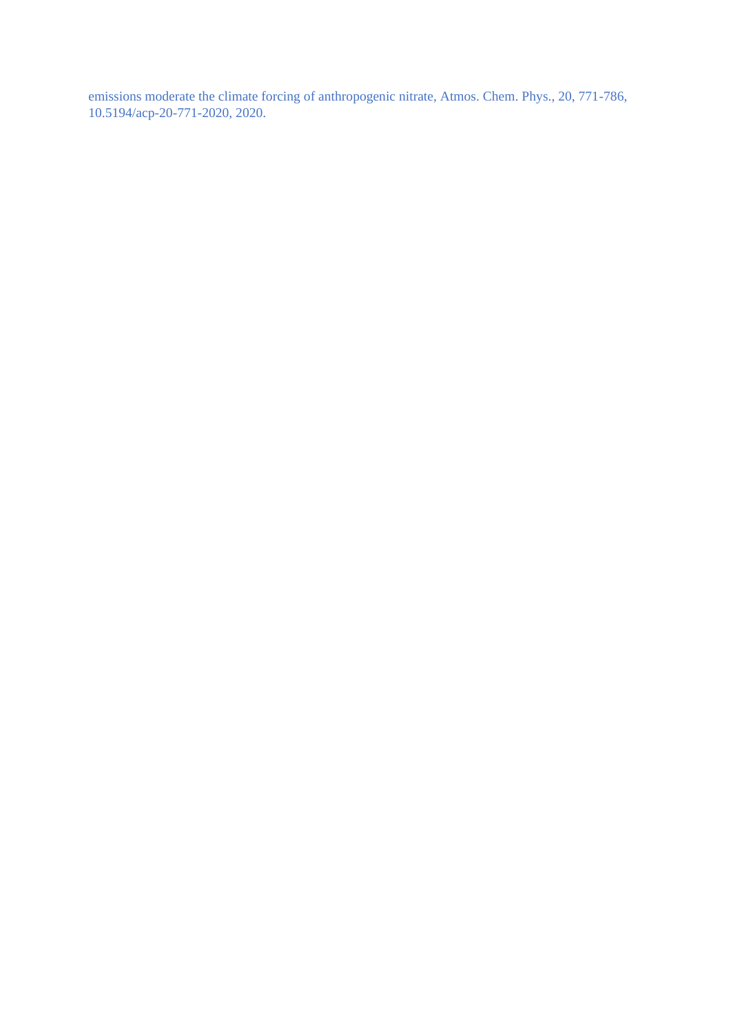emissions moderate the climate forcing of anthropogenic nitrate, Atmos. Chem. Phys., 20, 771-786, 10.5194/acp-20-771-2020, 2020.